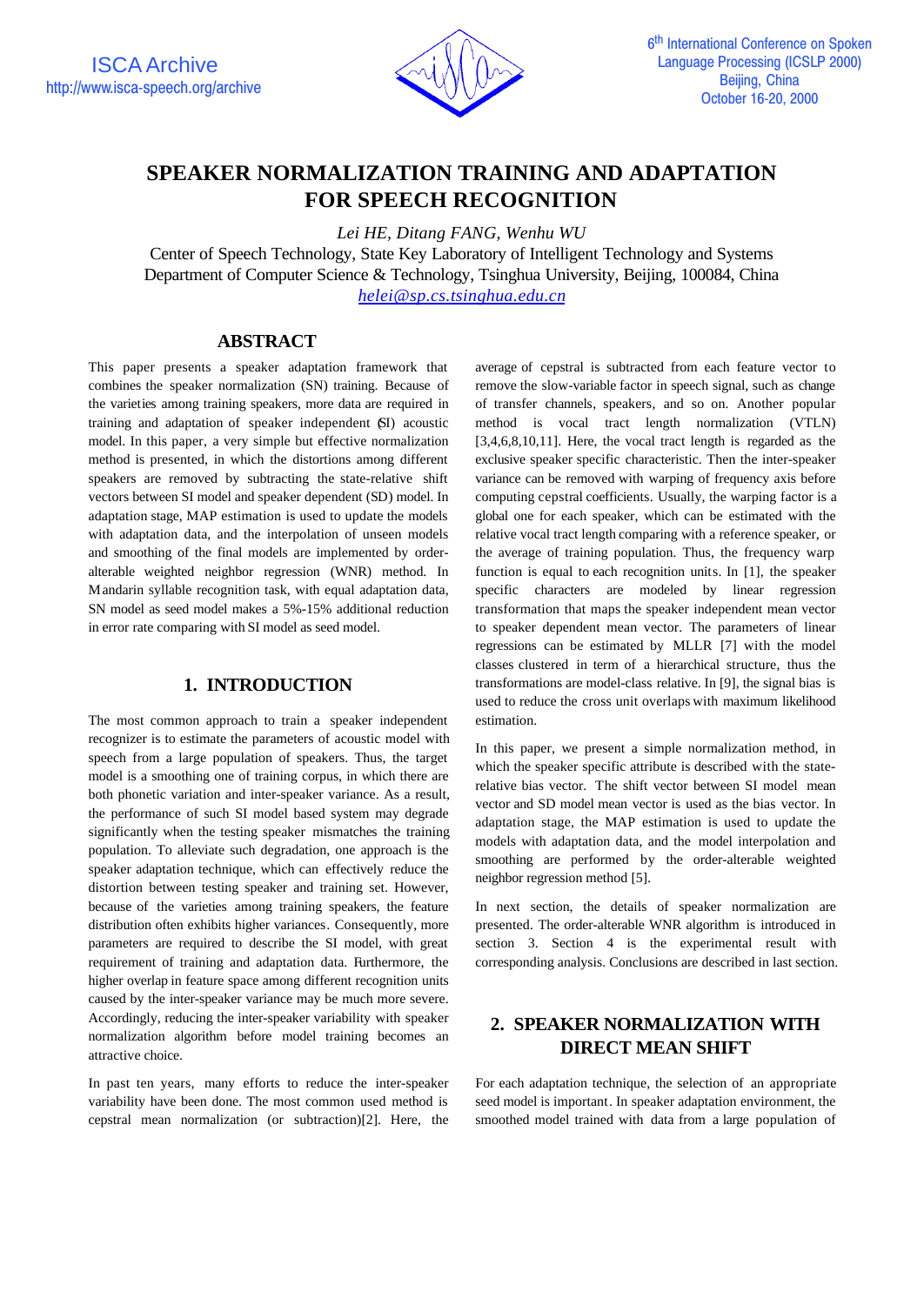# SPEAKER NORMALIZATION TRAINING AND ADAPTATION FOR SPEECH RECOGNITION

*Lei HE, Ditang FANG, Wenhu WU*

Center of Speech Technology, State Key Laboratory of Intelligent Technology and Systems
Department of Computer Science & Technology, Tsinghua University, Beijing, 100084, China
*helei@sp.cs.tsinghua.edu.cn*

## ABSTRACT

This paper presents a speaker adaptation framework that combines the speaker normalization (SN) training. Because of the varieties among training speakers, more data are required in training and adaptation of speaker independent (SI) acoustic model. In this paper, a very simple but effective normalization method is presented, in which the distortions among different speakers are removed by subtracting the state-relative shift vectors between SI model and speaker dependent (SD) model. In adaptation stage, MAP estimation is used to update the models with adaptation data, and the interpolation of unseen models and smoothing of the final models are implemented by order-alterable weighted neighbor regression (WNR) method. In Mandarin syllable recognition task, with equal adaptation data, SN model as seed model makes a 5%-15% additional reduction in error rate comparing with SI model as seed model.

## 1. INTRODUCTION

The most common approach to train a speaker independent recognizer is to estimate the parameters of acoustic model with speech from a large population of speakers. Thus, the target model is a smoothing one of training corpus, in which there are both phonetic variation and inter-speaker variance. As a result, the performance of such SI model based system may degrade significantly when the testing speaker mismatches the training population. To alleviate such degradation, one approach is the speaker adaptation technique, which can effectively reduce the distortion between testing speaker and training set. However, because of the varieties among training speakers, the feature distribution often exhibits higher variances. Consequently, more parameters are required to describe the SI model, with great requirement of training and adaptation data. Furthermore, the higher overlap in feature space among different recognition units caused by the inter-speaker variance may be much more severe. Accordingly, reducing the inter-speaker variability with speaker normalization algorithm before model training becomes an attractive choice.

In past ten years, many efforts to reduce the inter-speaker variability have been done. The most common used method is cepstral mean normalization (or subtraction)[2]. Here, the average of cepstral is subtracted from each feature vector to remove the slow-variable factor in speech signal, such as change of transfer channels, speakers, and so on. Another popular method is vocal tract length normalization (VTLN) [3,4,6,8,10,11]. Here, the vocal tract length is regarded as the exclusive speaker specific characteristic. Then the inter-speaker variance can be removed with warping of frequency axis before computing cepstral coefficients. Usually, the warping factor is a global one for each speaker, which can be estimated with the relative vocal tract length comparing with a reference speaker, or the average of training population. Thus, the frequency warp function is equal to each recognition units. In [1], the speaker specific characters are modeled by linear regression transformation that maps the speaker independent mean vector to speaker dependent mean vector. The parameters of linear regressions can be estimated by MLLR [7] with the model classes clustered in term of a hierarchical structure, thus the transformations are model-class relative. In [9], the signal bias is used to reduce the cross unit overlaps with maximum likelihood estimation.

In this paper, we present a simple normalization method, in which the speaker specific attribute is described with the state-relative bias vector. The shift vector between SI model mean vector and SD model mean vector is used as the bias vector. In adaptation stage, the MAP estimation is used to update the models with adaptation data, and the model interpolation and smoothing are performed by the order-alterable weighted neighbor regression method [5].

In next section, the details of speaker normalization are presented. The order-alterable WNR algorithm is introduced in section 3. Section 4 is the experimental result with corresponding analysis. Conclusions are described in last section.

## 2. SPEAKER NORMALIZATION WITH DIRECT MEAN SHIFT

For each adaptation technique, the selection of an appropriate seed model is important. In speaker adaptation environment, the smoothed model trained with data from a large population of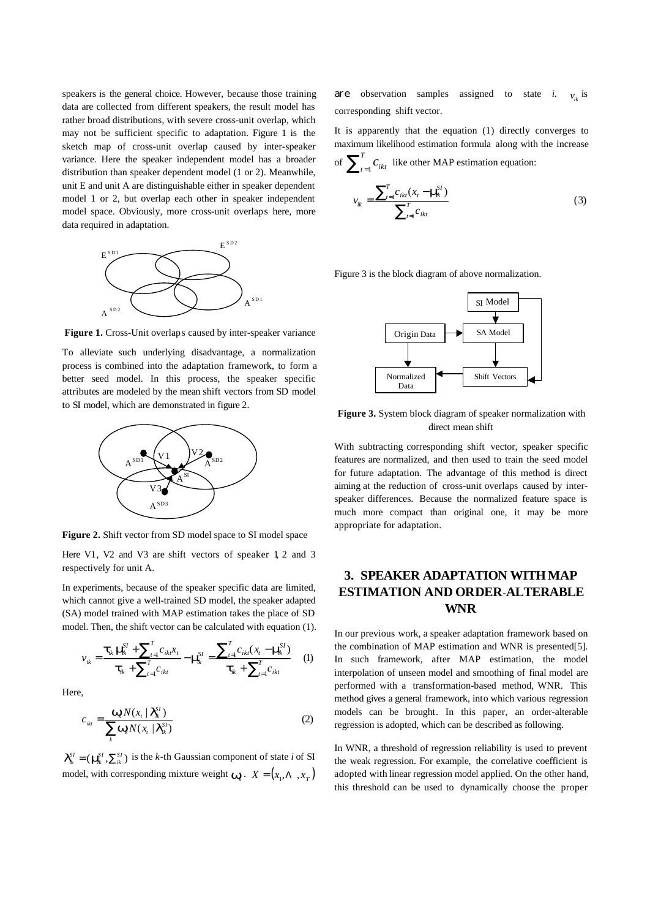speakers is the general choice. However, because those training data are collected from different speakers, the result model has rather broad distributions, with severe cross-unit overlap, which may not be sufficient specific to adaptation. Figure 1 is the sketch map of cross-unit overlap caused by inter-speaker variance. Here the speaker independent model has a broader distribution than speaker dependent model (1 or 2). Meanwhile, unit E and unit A are distinguishable either in speaker dependent model 1 or 2, but overlap each other in speaker independent model space. Obviously, more cross-unit overlaps here, more data required in adaptation.

**Figure 1.** Cross-Unit overlaps caused by inter-speaker variance

To alleviate such underlying disadvantage, a normalization process is combined into the adaptation framework, to form a better seed model. In this process, the speaker specific attributes are modeled by the mean shift vectors from SD model to SI model, which are demonstrated in figure 2.

**Figure 2.** Shift vector from SD model space to SI model space

Here V1, V2 and V3 are shift vectors of speaker 1, 2 and 3 respectively for unit A.

In experiments, because of the speaker specific data are limited, which cannot give a well-trained SD model, the speaker adapted (SA) model trained with MAP estimation takes the place of SD model. Then, the shift vector can be calculated with equation (1).

$$v_{ik} = \frac{\tau_{ik}\mu_{ik}^{SI} + \sum_{t=1}^{T} c_{ikt} x_t}{\tau_{ik} + \sum_{t=1}^{T} c_{ikt}} - \mu_{ik}^{SI} = \frac{\sum_{t=1}^{T} c_{ikt}(x_t - \mu_{ik}^{SI})}{\tau_{ik} + \sum_{t=1}^{T} c_{ikt}} \quad (1)$$

Here,

$$c_{ikt} = \frac{\omega_k N(x_t \mid \lambda_{ik}^{SI})}{\sum_k \omega_k N(x_t \mid \lambda_{ik}^{SI})} \quad (2)$$

$\lambda_{ik}^{SI} = (\mu_{ik}^{SI}, \Sigma_{ik}^{SI})$ is the *k*-th Gaussian component of state *i* of SI model, with corresponding mixture weight $\omega_k$. $X = (x_1, \ldots, x_T)$ are observation samples assigned to state *i*. $v_{ik}$ is corresponding shift vector.

It is apparently that the equation (1) directly converges to maximum likelihood estimation formula along with the increase of $\sum_{t=1}^{T} c_{ikt}$ like other MAP estimation equation:

$$v_{ik} = \frac{\sum_{t=1}^{T} c_{ikt}(x_t - \mu_{ik}^{SI})}{\sum_{t=1}^{T} c_{ikt}} \quad (3)$$

Figure 3 is the block diagram of above normalization.

**Figure 3.** System block diagram of speaker normalization with direct mean shift

With subtracting corresponding shift vector, speaker specific features are normalized, and then used to train the seed model for future adaptation. The advantage of this method is direct aiming at the reduction of cross-unit overlaps caused by inter-speaker differences. Because the normalized feature space is much more compact than original one, it may be more appropriate for adaptation.

## 3. SPEAKER ADAPTATION WITH MAP ESTIMATION AND ORDER-ALTERABLE WNR

In our previous work, a speaker adaptation framework based on the combination of MAP estimation and WNR is presented[5]. In such framework, after MAP estimation, the model interpolation of unseen model and smoothing of final model are performed with a transformation-based method, WNR. This method gives a general framework, into which various regression models can be brought. In this paper, an order-alterable regression is adopted, which can be described as following.

In WNR, a threshold of regression reliability is used to prevent the weak regression. For example, the correlative coefficient is adopted with linear regression model applied. On the other hand, this threshold can be used to dynamically choose the proper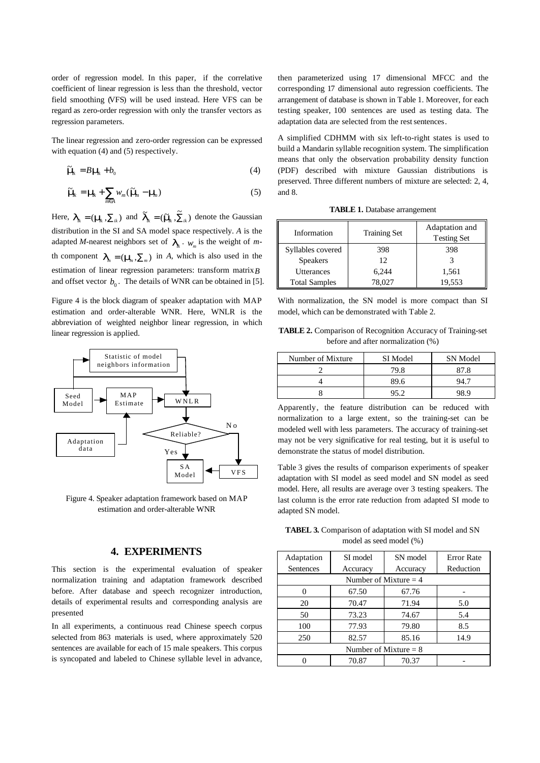order of regression model. In this paper, if the correlative coefficient of linear regression is less than the threshold, vector field smoothing (VFS) will be used instead. Here VFS can be regard as zero-order regression with only the transfer vectors as regression parameters.

The linear regression and zero-order regression can be expressed with equation (4) and (5) respectively.

$$\tilde{\mu}_{ik} = B\mu_{ik} + b_0 \tag{4}$$

$$\tilde{\mu}_{ik} = \mu_{ik} + \sum_{m \in A} w_m (\tilde{\mu}_m - \mu_m) \tag{5}$$

Here, $\lambda_{ik} = (\mu_{ik}, \Sigma_{ik})$ and $\tilde{\lambda}_{ik} = (\tilde{\mu}_{ik}, \tilde{\Sigma}_{ik})$ denote the Gaussian distribution in the SI and SA model space respectively. *A* is the adapted *M*-nearest neighbors set of $\lambda_{ik}$. $w_m$ is the weight of *m*-th component $\lambda_m = (\mu_m, \Sigma_m)$ in *A*, which is also used in the estimation of linear regression parameters: transform matrix $B$ and offset vector $b_0$. The details of WNR can be obtained in [5].

Figure 4 is the block diagram of speaker adaptation with MAP estimation and order-alterable WNR. Here, WNLR is the abbreviation of weighted neighbor linear regression, in which linear regression is applied.

Figure 4. Speaker adaptation framework based on MAP estimation and order-alterable WNR

## 4. EXPERIMENTS

This section is the experimental evaluation of speaker normalization training and adaptation framework described before. After database and speech recognizer introduction, details of experimental results and corresponding analysis are presented

In all experiments, a continuous read Chinese speech corpus selected from 863 materials is used, where approximately 520 sentences are available for each of 15 male speakers. This corpus is syncopated and labeled to Chinese syllable level in advance, then parameterized using 17 dimensional MFCC and the corresponding 17 dimensional auto regression coefficients. The arrangement of database is shown in Table 1. Moreover, for each testing speaker, 100 sentences are used as testing data. The adaptation data are selected from the rest sentences.

A simplified CDHMM with six left-to-right states is used to build a Mandarin syllable recognition system. The simplification means that only the observation probability density function (PDF) described with mixture Gaussian distributions is preserved. Three different numbers of mixture are selected: 2, 4, and 8.

**TABLE 1.** Database arrangement

| Information | Training Set | Adaptation and Testing Set |
|---|---|---|
| Syllables covered | 398 | 398 |
| Speakers | 12 | 3 |
| Utterances | 6,244 | 1,561 |
| Total Samples | 78,027 | 19,553 |

With normalization, the SN model is more compact than SI model, which can be demonstrated with Table 2.

**TABLE 2.** Comparison of Recognition Accuracy of Training-set before and after normalization (%)

| Number of Mixture | SI Model | SN Model |
|---|---|---|
| 2 | 79.8 | 87.8 |
| 4 | 89.6 | 94.7 |
| 8 | 95.2 | 98.9 |

Apparently, the feature distribution can be reduced with normalization to a large extent, so the training-set can be modeled well with less parameters. The accuracy of training-set may not be very significative for real testing, but it is useful to demonstrate the status of model distribution.

Table 3 gives the results of comparison experiments of speaker adaptation with SI model as seed model and SN model as seed model. Here, all results are average over 3 testing speakers. The last column is the error rate reduction from adapted SI mode to adapted SN model.

**TABEL 3.** Comparison of adaptation with SI model and SN model as seed model (%)

| Adaptation Sentences | SI model Accuracy | SN model Accuracy | Error Rate Reduction |
|---|---|---|---|
| Number of Mixture = 4 | | | |
| 0 | 67.50 | 67.76 | - |
| 20 | 70.47 | 71.94 | 5.0 |
| 50 | 73.23 | 74.67 | 5.4 |
| 100 | 77.93 | 79.80 | 8.5 |
| 250 | 82.57 | 85.16 | 14.9 |
| Number of Mixture = 8 | | | |
| 0 | 70.87 | 70.37 | - |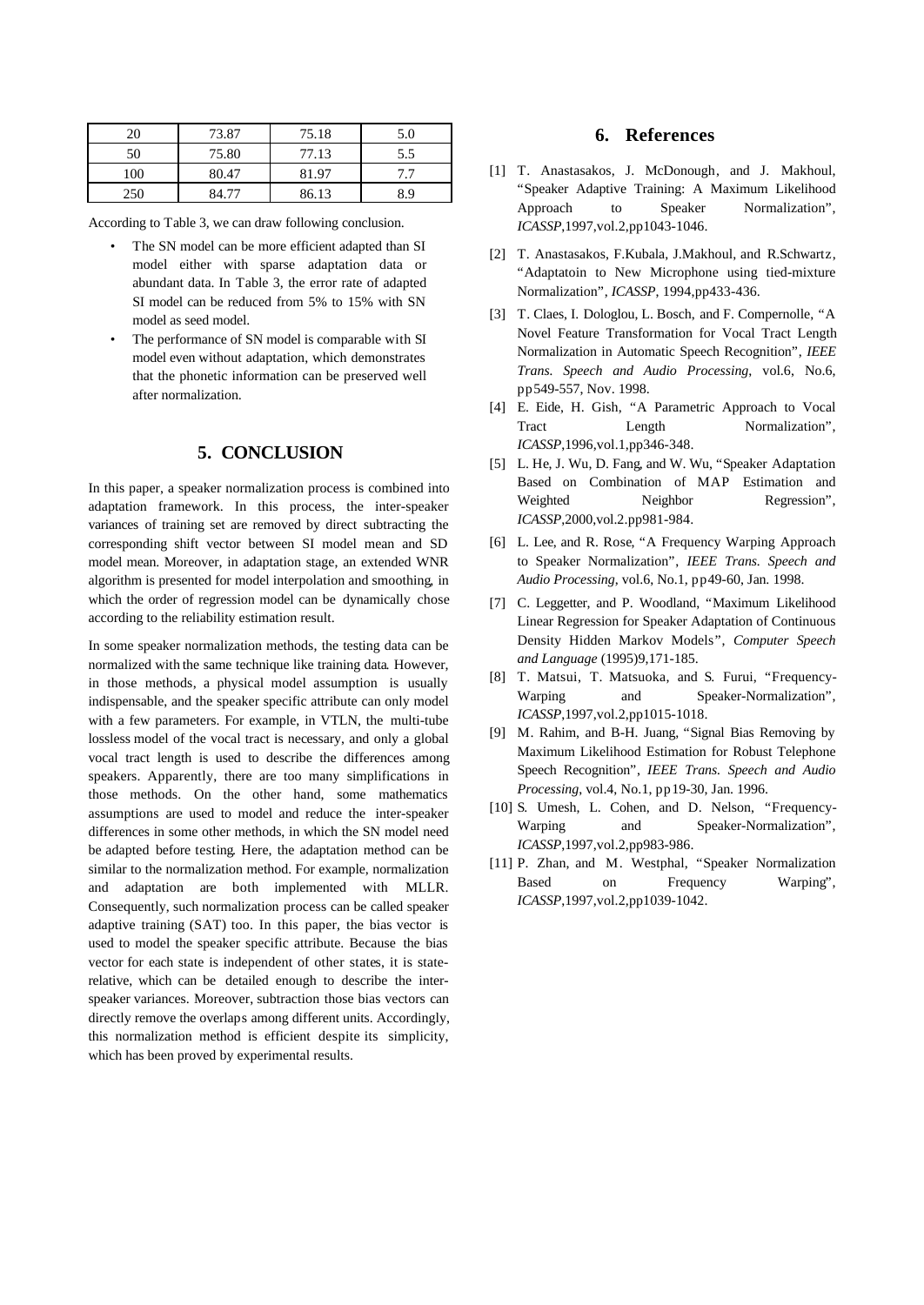| | | | |
|---|---|---|---|
| 20 | 73.87 | 75.18 | 5.0 |
| 50 | 75.80 | 77.13 | 5.5 |
| 100 | 80.47 | 81.97 | 7.7 |
| 250 | 84.77 | 86.13 | 8.9 |

According to Table 3, we can draw following conclusion.

- The SN model can be more efficient adapted than SI model either with sparse adaptation data or abundant data. In Table 3, the error rate of adapted SI model can be reduced from 5% to 15% with SN model as seed model.
- The performance of SN model is comparable with SI model even without adaptation, which demonstrates that the phonetic information can be preserved well after normalization.

## 5. CONCLUSION

In this paper, a speaker normalization process is combined into adaptation framework. In this process, the inter-speaker variances of training set are removed by direct subtracting the corresponding shift vector between SI model mean and SD model mean. Moreover, in adaptation stage, an extended WNR algorithm is presented for model interpolation and smoothing, in which the order of regression model can be dynamically chose according to the reliability estimation result.

In some speaker normalization methods, the testing data can be normalized with the same technique like training data. However, in those methods, a physical model assumption is usually indispensable, and the speaker specific attribute can only model with a few parameters. For example, in VTLN, the multi-tube lossless model of the vocal tract is necessary, and only a global vocal tract length is used to describe the differences among speakers. Apparently, there are too many simplifications in those methods. On the other hand, some mathematics assumptions are used to model and reduce the inter-speaker differences in some other methods, in which the SN model need be adapted before testing. Here, the adaptation method can be similar to the normalization method. For example, normalization and adaptation are both implemented with MLLR. Consequently, such normalization process can be called speaker adaptive training (SAT) too. In this paper, the bias vector is used to model the speaker specific attribute. Because the bias vector for each state is independent of other states, it is state-relative, which can be detailed enough to describe the inter-speaker variances. Moreover, subtraction those bias vectors can directly remove the overlaps among different units. Accordingly, this normalization method is efficient despite its simplicity, which has been proved by experimental results.

## 6. References

[1] T. Anastasakos, J. McDonough, and J. Makhoul, "Speaker Adaptive Training: A Maximum Likelihood Approach to Speaker Normalization", *ICASSP*,1997,vol.2,pp1043-1046.

[2] T. Anastasakos, F.Kubala, J.Makhoul, and R.Schwartz, "Adaptatoin to New Microphone using tied-mixture Normalization", *ICASSP*, 1994,pp433-436.

[3] T. Claes, I. Dologlou, L. Bosch, and F. Compernolle, "A Novel Feature Transformation for Vocal Tract Length Normalization in Automatic Speech Recognition", *IEEE Trans. Speech and Audio Processing*, vol.6, No.6, pp549-557, Nov. 1998.

[4] E. Eide, H. Gish, "A Parametric Approach to Vocal Tract Length Normalization", *ICASSP*,1996,vol.1,pp346-348.

[5] L. He, J. Wu, D. Fang, and W. Wu, "Speaker Adaptation Based on Combination of MAP Estimation and Weighted Neighbor Regression", *ICASSP*,2000,vol.2.pp981-984.

[6] L. Lee, and R. Rose, "A Frequency Warping Approach to Speaker Normalization", *IEEE Trans. Speech and Audio Processing*, vol.6, No.1, pp49-60, Jan. 1998.

[7] C. Leggetter, and P. Woodland, "Maximum Likelihood Linear Regression for Speaker Adaptation of Continuous Density Hidden Markov Models", *Computer Speech and Language* (1995)9,171-185.

[8] T. Matsui, T. Matsuoka, and S. Furui, "Frequency-Warping and Speaker-Normalization", *ICASSP*,1997,vol.2,pp1015-1018.

[9] M. Rahim, and B-H. Juang, "Signal Bias Removing by Maximum Likelihood Estimation for Robust Telephone Speech Recognition", *IEEE Trans. Speech and Audio Processing*, vol.4, No.1, pp19-30, Jan. 1996.

[10] S. Umesh, L. Cohen, and D. Nelson, "Frequency-Warping and Speaker-Normalization", *ICASSP*,1997,vol.2,pp983-986.

[11] P. Zhan, and M. Westphal, "Speaker Normalization Based on Frequency Warping", *ICASSP*,1997,vol.2,pp1039-1042.